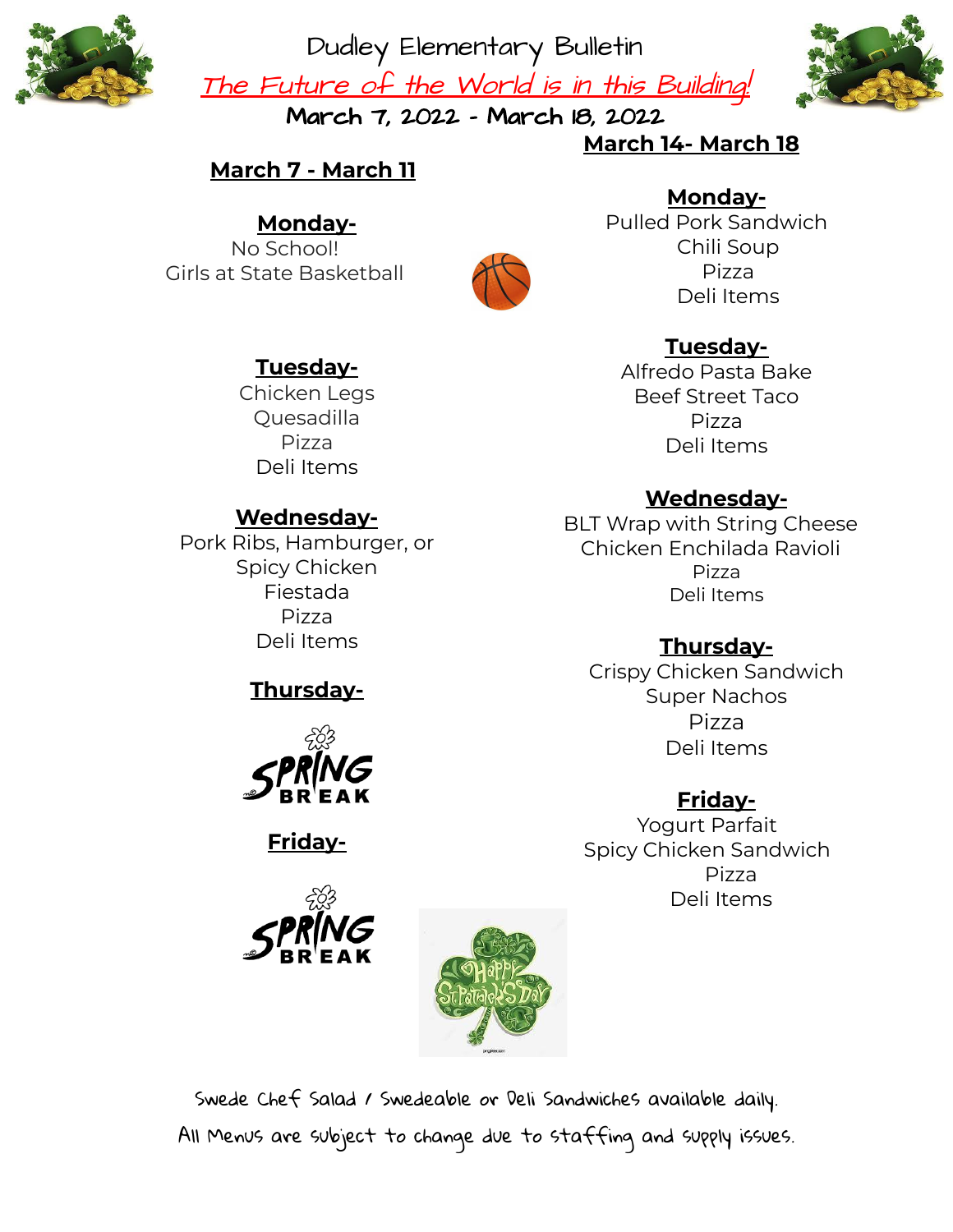# Dudley Elementary Bulletin

*The Future of the World is in this Building!*

**March 7, 2022 - March 18, 2022**

## March 7 - March 11

**Monday-**
No School!
Girls at State Basketball

**Tuesday-**
Chicken Legs
Quesadilla
Pizza
Deli Items

**Wednesday-**
Pork Ribs, Hamburger, or Spicy Chicken
Fiestada
Pizza
Deli Items

**Thursday-**
SPRING BREAK

**Friday-**
SPRING BREAK

## March 14- March 18

**Monday-**
Pulled Pork Sandwich
Chili Soup
Pizza
Deli Items

**Tuesday-**
Alfredo Pasta Bake
Beef Street Taco
Pizza
Deli Items

**Wednesday-**
BLT Wrap with String Cheese
Chicken Enchilada Ravioli
Pizza
Deli Items

**Thursday-**
Crispy Chicken Sandwich
Super Nachos
Pizza
Deli Items

**Friday-**
Yogurt Parfait
Spicy Chicken Sandwich
Pizza
Deli Items

Happy St. Patrick's Day

Swede Chef Salad / Swedeable or Deli Sandwiches available daily.

All Menus are subject to change due to staffing and supply issues.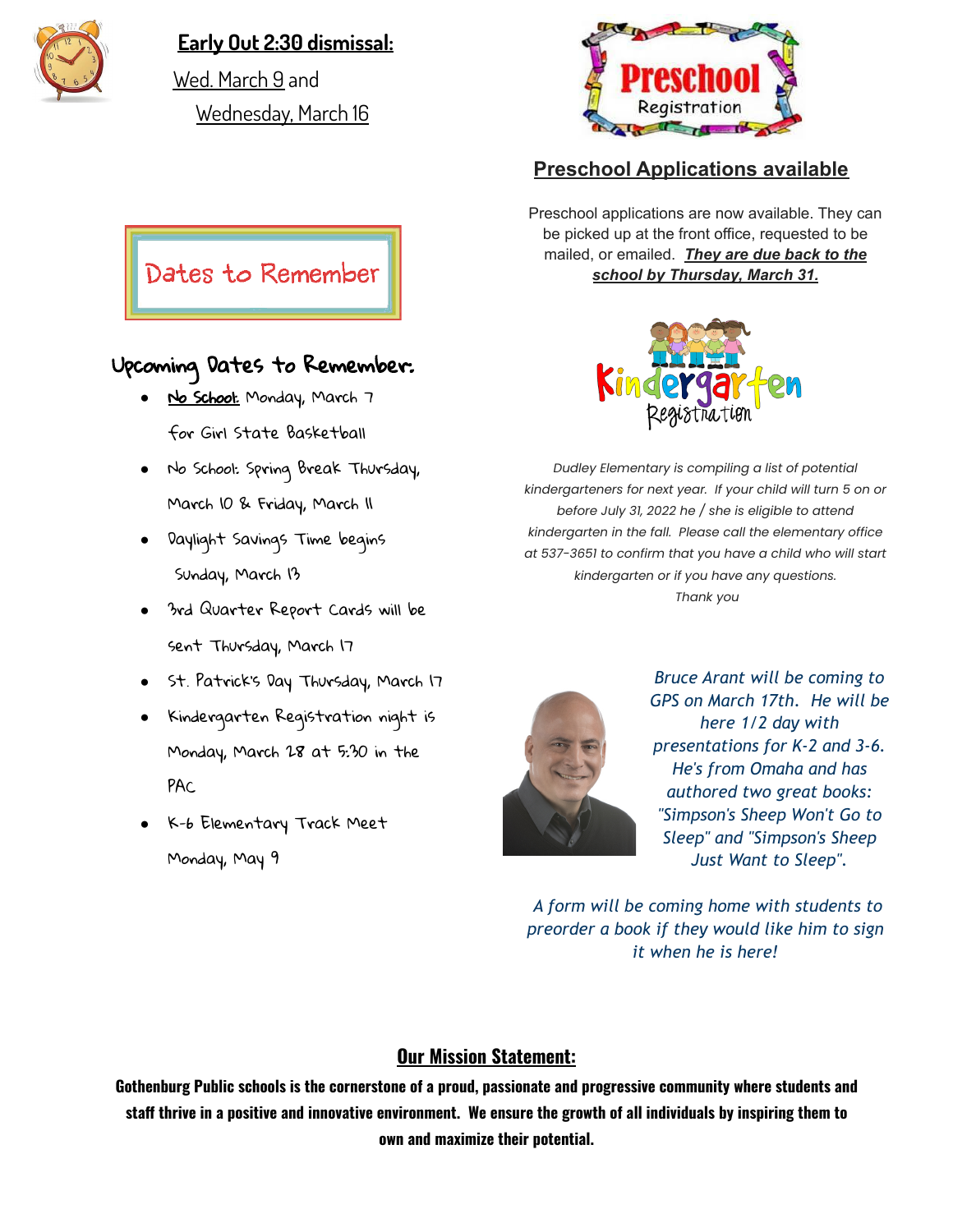**Early Out 2:30 dismissal:**

Wed. March 9 and

Wednesday, March 16

## Dates to Remember

### Upcoming Dates to Remember:

- No School: Monday, March 7 for Girl State Basketball
- No School: Spring Break Thursday, March 10 & Friday, March 11
- Daylight Savings Time begins Sunday, March 13
- 3rd Quarter Report Cards will be sent Thursday, March 17
- St. Patrick's Day Thursday, March 17
- Kindergarten Registration night is Monday, March 28 at 5:30 in the PAC
- K-6 Elementary Track Meet Monday, May 9

Preschool Registration

## Preschool Applications available

Preschool applications are now available. They can be picked up at the front office, requested to be mailed, or emailed. ***They are due back to the school by Thursday, March 31.***

Kindergarten Registration

*Dudley Elementary is compiling a list of potential kindergarteners for next year. If your child will turn 5 on or before July 31, 2022 he / she is eligible to attend kindergarten in the fall. Please call the elementary office at 537-3651 to confirm that you have a child who will start kindergarten or if you have any questions.*
*Thank you*

*Bruce Arant will be coming to GPS on March 17th. He will be here 1/2 day with presentations for K-2 and 3-6. He's from Omaha and has authored two great books: "Simpson's Sheep Won't Go to Sleep" and "Simpson's Sheep Just Want to Sleep".*

*A form will be coming home with students to preorder a book if they would like him to sign it when he is here!*

## Our Mission Statement:

**Gothenburg Public schools is the cornerstone of a proud, passionate and progressive community where students and staff thrive in a positive and innovative environment. We ensure the growth of all individuals by inspiring them to own and maximize their potential.**